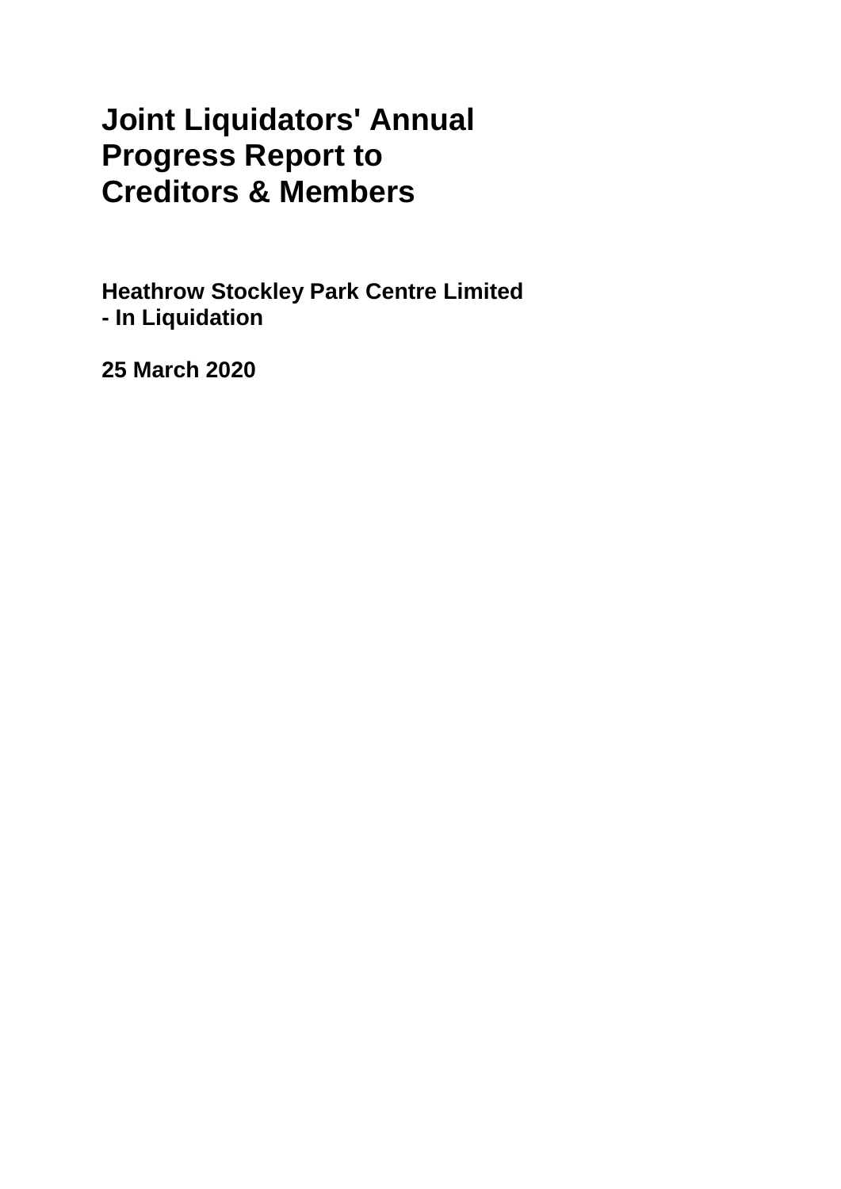# Joint Liquidators' Annual Progress Report to Creditors & Members

**Heathrow Stockley Park Centre Limited - In Liquidation**

**25 March 2020**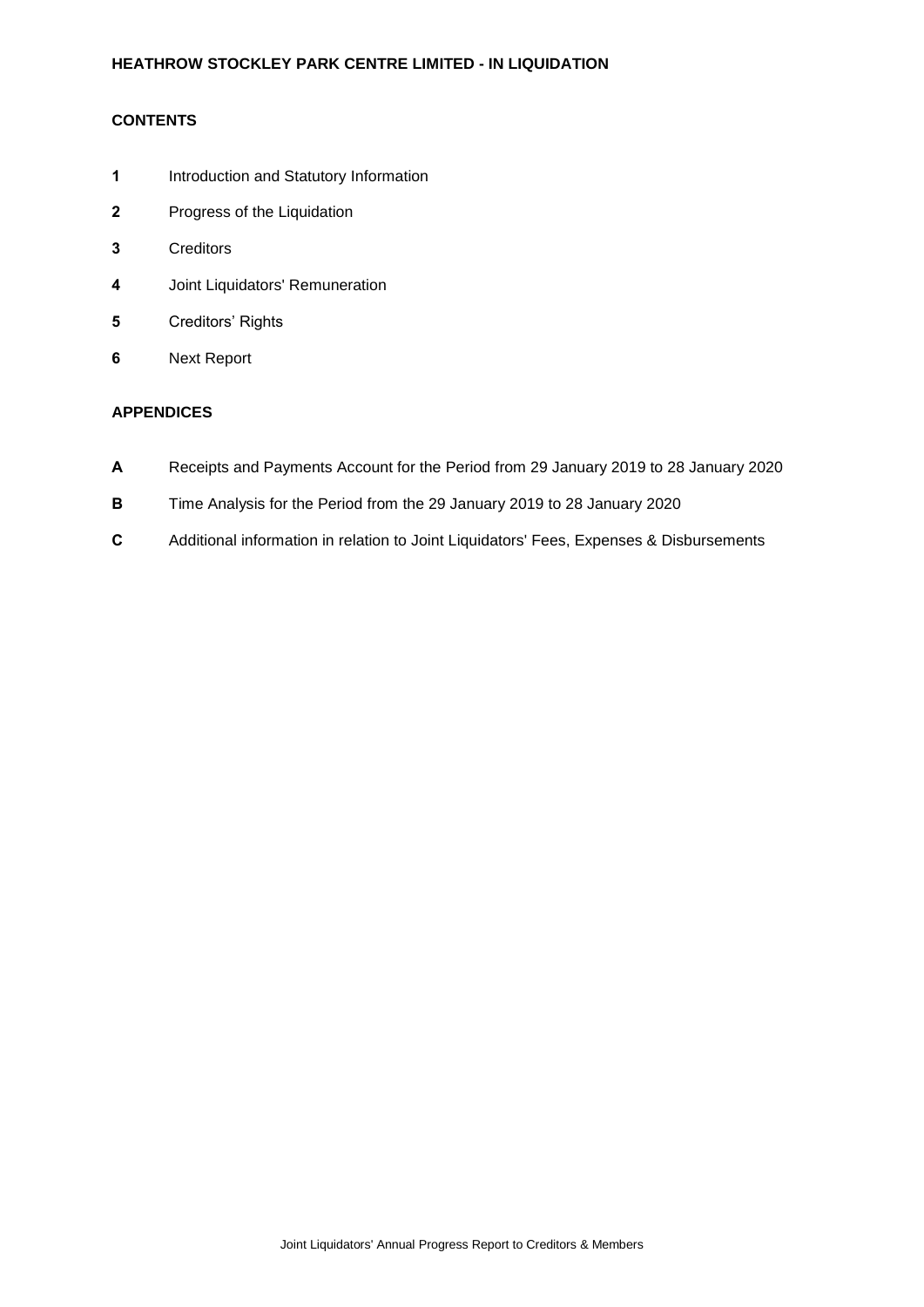**HEATHROW STOCKLEY PARK CENTRE LIMITED - IN LIQUIDATION**

**CONTENTS**

**1** Introduction and Statutory Information

**2** Progress of the Liquidation

**3** Creditors

**4** Joint Liquidators' Remuneration

**5** Creditors' Rights

**6** Next Report

**APPENDICES**

**A** Receipts and Payments Account for the Period from 29 January 2019 to 28 January 2020

**B** Time Analysis for the Period from the 29 January 2019 to 28 January 2020

**C** Additional information in relation to Joint Liquidators' Fees, Expenses & Disbursements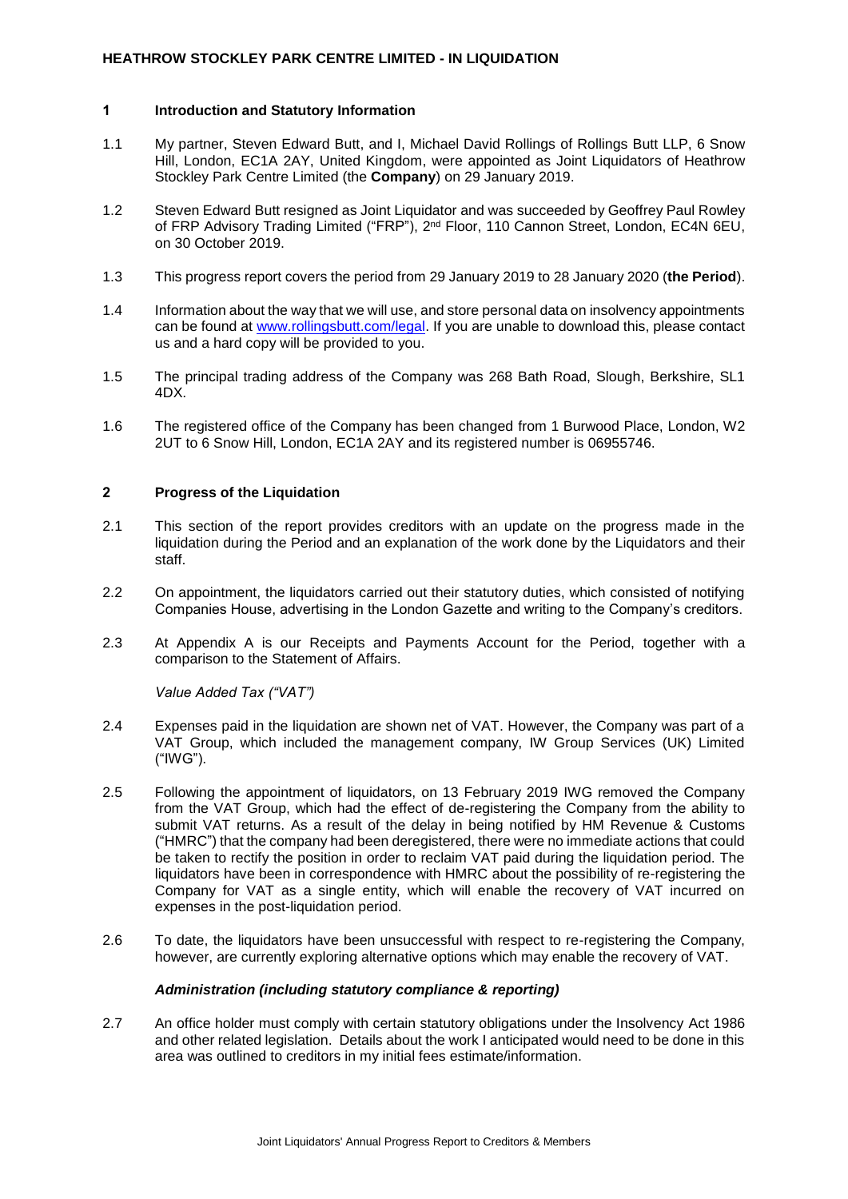**HEATHROW STOCKLEY PARK CENTRE LIMITED - IN LIQUIDATION**

## 1 Introduction and Statutory Information

1.1 My partner, Steven Edward Butt, and I, Michael David Rollings of Rollings Butt LLP, 6 Snow Hill, London, EC1A 2AY, United Kingdom, were appointed as Joint Liquidators of Heathrow Stockley Park Centre Limited (the **Company**) on 29 January 2019.

1.2 Steven Edward Butt resigned as Joint Liquidator and was succeeded by Geoffrey Paul Rowley of FRP Advisory Trading Limited ("FRP"), 2nd Floor, 110 Cannon Street, London, EC4N 6EU, on 30 October 2019.

1.3 This progress report covers the period from 29 January 2019 to 28 January 2020 (**the Period**).

1.4 Information about the way that we will use, and store personal data on insolvency appointments can be found at www.rollingsbutt.com/legal. If you are unable to download this, please contact us and a hard copy will be provided to you.

1.5 The principal trading address of the Company was 268 Bath Road, Slough, Berkshire, SL1 4DX.

1.6 The registered office of the Company has been changed from 1 Burwood Place, London, W2 2UT to 6 Snow Hill, London, EC1A 2AY and its registered number is 06955746.

## 2 Progress of the Liquidation

2.1 This section of the report provides creditors with an update on the progress made in the liquidation during the Period and an explanation of the work done by the Liquidators and their staff.

2.2 On appointment, the liquidators carried out their statutory duties, which consisted of notifying Companies House, advertising in the London Gazette and writing to the Company's creditors.

2.3 At Appendix A is our Receipts and Payments Account for the Period, together with a comparison to the Statement of Affairs.

*Value Added Tax ("VAT")*

2.4 Expenses paid in the liquidation are shown net of VAT. However, the Company was part of a VAT Group, which included the management company, IW Group Services (UK) Limited ("IWG").

2.5 Following the appointment of liquidators, on 13 February 2019 IWG removed the Company from the VAT Group, which had the effect of de-registering the Company from the ability to submit VAT returns. As a result of the delay in being notified by HM Revenue & Customs ("HMRC") that the company had been deregistered, there were no immediate actions that could be taken to rectify the position in order to reclaim VAT paid during the liquidation period. The liquidators have been in correspondence with HMRC about the possibility of re-registering the Company for VAT as a single entity, which will enable the recovery of VAT incurred on expenses in the post-liquidation period.

2.6 To date, the liquidators have been unsuccessful with respect to re-registering the Company, however, are currently exploring alternative options which may enable the recovery of VAT.

***Administration (including statutory compliance & reporting)***

2.7 An office holder must comply with certain statutory obligations under the Insolvency Act 1986 and other related legislation. Details about the work I anticipated would need to be done in this area was outlined to creditors in my initial fees estimate/information.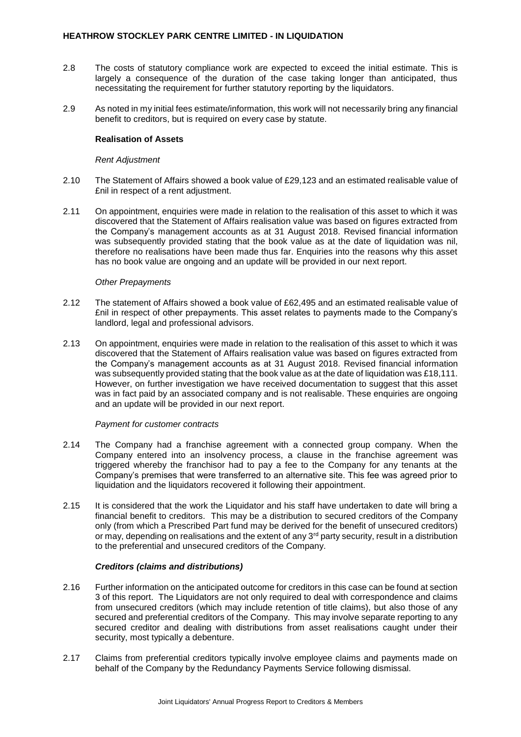2.8 The costs of statutory compliance work are expected to exceed the initial estimate. This is largely a consequence of the duration of the case taking longer than anticipated, thus necessitating the requirement for further statutory reporting by the liquidators.

2.9 As noted in my initial fees estimate/information, this work will not necessarily bring any financial benefit to creditors, but is required on every case by statute.

**Realisation of Assets**

*Rent Adjustment*

2.10 The Statement of Affairs showed a book value of £29,123 and an estimated realisable value of £nil in respect of a rent adjustment.

2.11 On appointment, enquiries were made in relation to the realisation of this asset to which it was discovered that the Statement of Affairs realisation value was based on figures extracted from the Company's management accounts as at 31 August 2018. Revised financial information was subsequently provided stating that the book value as at the date of liquidation was nil, therefore no realisations have been made thus far. Enquiries into the reasons why this asset has no book value are ongoing and an update will be provided in our next report.

*Other Prepayments*

2.12 The statement of Affairs showed a book value of £62,495 and an estimated realisable value of £nil in respect of other prepayments. This asset relates to payments made to the Company's landlord, legal and professional advisors.

2.13 On appointment, enquiries were made in relation to the realisation of this asset to which it was discovered that the Statement of Affairs realisation value was based on figures extracted from the Company's management accounts as at 31 August 2018. Revised financial information was subsequently provided stating that the book value as at the date of liquidation was £18,111. However, on further investigation we have received documentation to suggest that this asset was in fact paid by an associated company and is not realisable. These enquiries are ongoing and an update will be provided in our next report.

*Payment for customer contracts*

2.14 The Company had a franchise agreement with a connected group company. When the Company entered into an insolvency process, a clause in the franchise agreement was triggered whereby the franchisor had to pay a fee to the Company for any tenants at the Company's premises that were transferred to an alternative site. This fee was agreed prior to liquidation and the liquidators recovered it following their appointment.

2.15 It is considered that the work the Liquidator and his staff have undertaken to date will bring a financial benefit to creditors. This may be a distribution to secured creditors of the Company only (from which a Prescribed Part fund may be derived for the benefit of unsecured creditors) or may, depending on realisations and the extent of any 3rd party security, result in a distribution to the preferential and unsecured creditors of the Company.

***Creditors (claims and distributions)***

2.16 Further information on the anticipated outcome for creditors in this case can be found at section 3 of this report. The Liquidators are not only required to deal with correspondence and claims from unsecured creditors (which may include retention of title claims), but also those of any secured and preferential creditors of the Company. This may involve separate reporting to any secured creditor and dealing with distributions from asset realisations caught under their security, most typically a debenture.

2.17 Claims from preferential creditors typically involve employee claims and payments made on behalf of the Company by the Redundancy Payments Service following dismissal.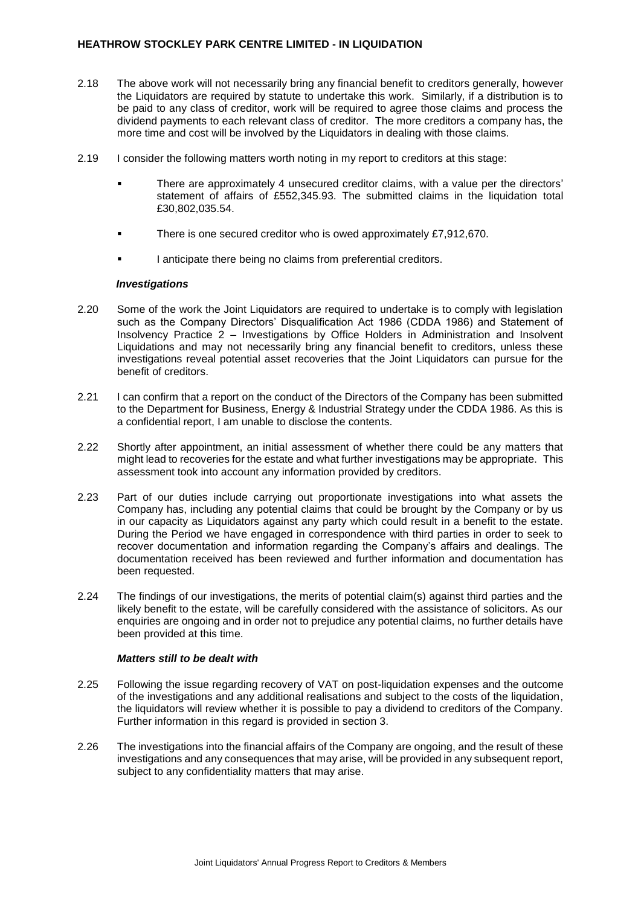2.18 The above work will not necessarily bring any financial benefit to creditors generally, however the Liquidators are required by statute to undertake this work. Similarly, if a distribution is to be paid to any class of creditor, work will be required to agree those claims and process the dividend payments to each relevant class of creditor. The more creditors a company has, the more time and cost will be involved by the Liquidators in dealing with those claims.

2.19 I consider the following matters worth noting in my report to creditors at this stage:

- There are approximately 4 unsecured creditor claims, with a value per the directors' statement of affairs of £552,345.93. The submitted claims in the liquidation total £30,802,035.54.
- There is one secured creditor who is owed approximately £7,912,670.
- I anticipate there being no claims from preferential creditors.

### *Investigations*

2.20 Some of the work the Joint Liquidators are required to undertake is to comply with legislation such as the Company Directors' Disqualification Act 1986 (CDDA 1986) and Statement of Insolvency Practice 2 – Investigations by Office Holders in Administration and Insolvent Liquidations and may not necessarily bring any financial benefit to creditors, unless these investigations reveal potential asset recoveries that the Joint Liquidators can pursue for the benefit of creditors.

2.21 I can confirm that a report on the conduct of the Directors of the Company has been submitted to the Department for Business, Energy & Industrial Strategy under the CDDA 1986. As this is a confidential report, I am unable to disclose the contents.

2.22 Shortly after appointment, an initial assessment of whether there could be any matters that might lead to recoveries for the estate and what further investigations may be appropriate. This assessment took into account any information provided by creditors.

2.23 Part of our duties include carrying out proportionate investigations into what assets the Company has, including any potential claims that could be brought by the Company or by us in our capacity as Liquidators against any party which could result in a benefit to the estate. During the Period we have engaged in correspondence with third parties in order to seek to recover documentation and information regarding the Company's affairs and dealings. The documentation received has been reviewed and further information and documentation has been requested.

2.24 The findings of our investigations, the merits of potential claim(s) against third parties and the likely benefit to the estate, will be carefully considered with the assistance of solicitors. As our enquiries are ongoing and in order not to prejudice any potential claims, no further details have been provided at this time.

### *Matters still to be dealt with*

2.25 Following the issue regarding recovery of VAT on post-liquidation expenses and the outcome of the investigations and any additional realisations and subject to the costs of the liquidation, the liquidators will review whether it is possible to pay a dividend to creditors of the Company. Further information in this regard is provided in section 3.

2.26 The investigations into the financial affairs of the Company are ongoing, and the result of these investigations and any consequences that may arise, will be provided in any subsequent report, subject to any confidentiality matters that may arise.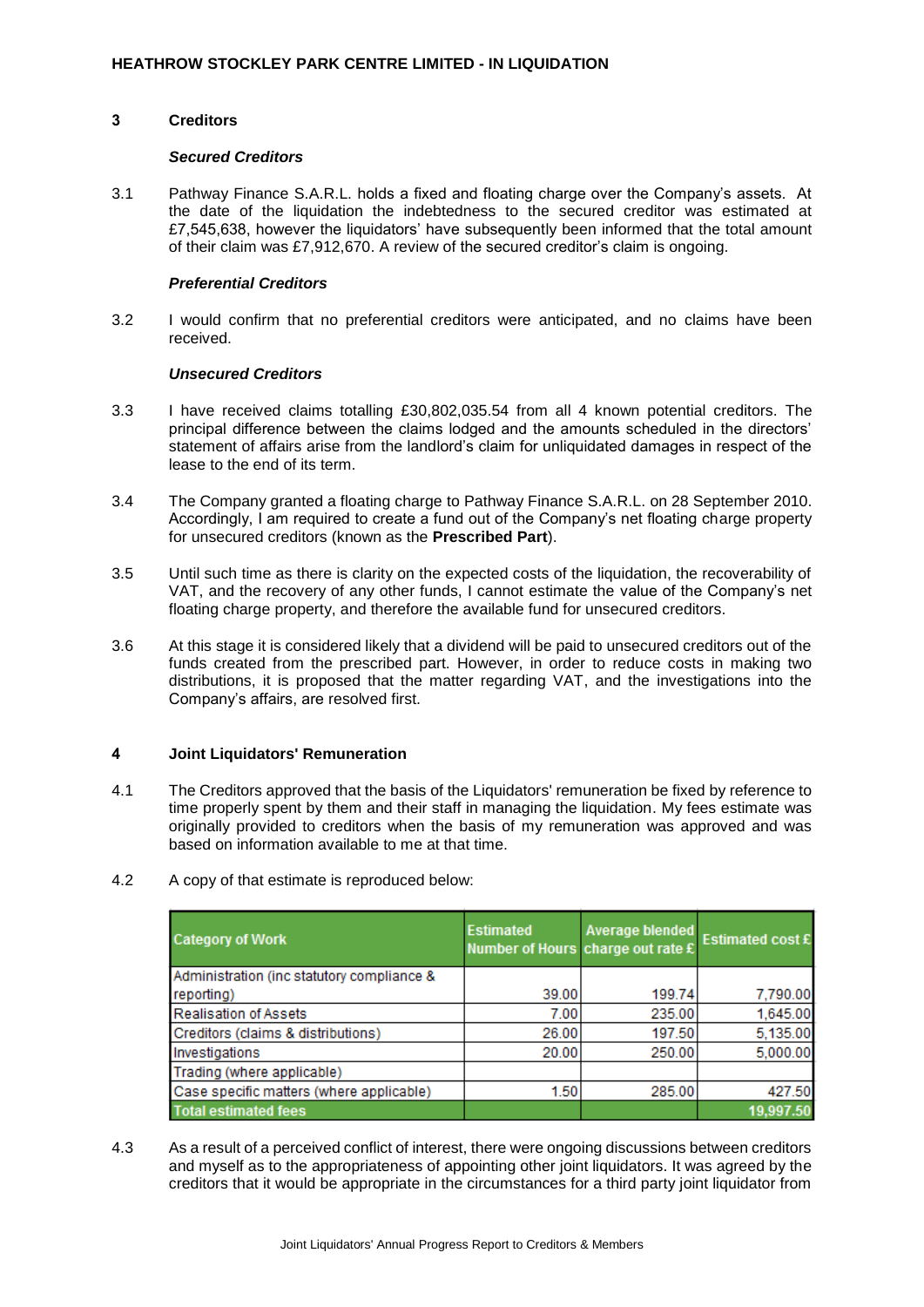## 3 Creditors

### *Secured Creditors*

3.1 Pathway Finance S.A.R.L. holds a fixed and floating charge over the Company's assets. At the date of the liquidation the indebtedness to the secured creditor was estimated at £7,545,638, however the liquidators' have subsequently been informed that the total amount of their claim was £7,912,670. A review of the secured creditor's claim is ongoing.

### *Preferential Creditors*

3.2 I would confirm that no preferential creditors were anticipated, and no claims have been received.

### *Unsecured Creditors*

3.3 I have received claims totalling £30,802,035.54 from all 4 known potential creditors. The principal difference between the claims lodged and the amounts scheduled in the directors' statement of affairs arise from the landlord's claim for unliquidated damages in respect of the lease to the end of its term.

3.4 The Company granted a floating charge to Pathway Finance S.A.R.L. on 28 September 2010. Accordingly, I am required to create a fund out of the Company's net floating charge property for unsecured creditors (known as the **Prescribed Part**).

3.5 Until such time as there is clarity on the expected costs of the liquidation, the recoverability of VAT, and the recovery of any other funds, I cannot estimate the value of the Company's net floating charge property, and therefore the available fund for unsecured creditors.

3.6 At this stage it is considered likely that a dividend will be paid to unsecured creditors out of the funds created from the prescribed part. However, in order to reduce costs in making two distributions, it is proposed that the matter regarding VAT, and the investigations into the Company's affairs, are resolved first.

## 4 Joint Liquidators' Remuneration

4.1 The Creditors approved that the basis of the Liquidators' remuneration be fixed by reference to time properly spent by them and their staff in managing the liquidation. My fees estimate was originally provided to creditors when the basis of my remuneration was approved and was based on information available to me at that time.

4.2 A copy of that estimate is reproduced below:

| Category of Work | Estimated Number of Hours | Average blended charge out rate £ | Estimated cost £ |
|---|---|---|---|
| Administration (inc statutory compliance & reporting) | 39.00 | 199.74 | 7,790.00 |
| Realisation of Assets | 7.00 | 235.00 | 1,645.00 |
| Creditors (claims & distributions) | 26.00 | 197.50 | 5,135.00 |
| Investigations | 20.00 | 250.00 | 5,000.00 |
| Trading (where applicable) | | | |
| Case specific matters (where applicable) | 1.50 | 285.00 | 427.50 |
| **Total estimated fees** | | | **19,997.50** |

4.3 As a result of a perceived conflict of interest, there were ongoing discussions between creditors and myself as to the appropriateness of appointing other joint liquidators. It was agreed by the creditors that it would be appropriate in the circumstances for a third party joint liquidator from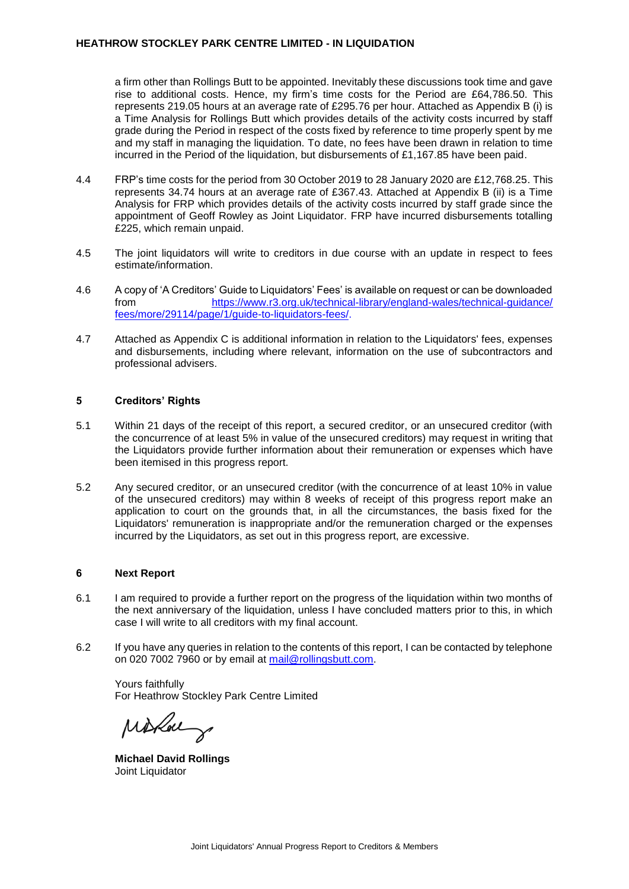a firm other than Rollings Butt to be appointed. Inevitably these discussions took time and gave rise to additional costs. Hence, my firm's time costs for the Period are £64,786.50. This represents 219.05 hours at an average rate of £295.76 per hour. Attached as Appendix B (i) is a Time Analysis for Rollings Butt which provides details of the activity costs incurred by staff grade during the Period in respect of the costs fixed by reference to time properly spent by me and my staff in managing the liquidation. To date, no fees have been drawn in relation to time incurred in the Period of the liquidation, but disbursements of £1,167.85 have been paid.

4.4 FRP's time costs for the period from 30 October 2019 to 28 January 2020 are £12,768.25. This represents 34.74 hours at an average rate of £367.43. Attached at Appendix B (ii) is a Time Analysis for FRP which provides details of the activity costs incurred by staff grade since the appointment of Geoff Rowley as Joint Liquidator. FRP have incurred disbursements totalling £225, which remain unpaid.

4.5 The joint liquidators will write to creditors in due course with an update in respect to fees estimate/information.

4.6 A copy of 'A Creditors' Guide to Liquidators' Fees' is available on request or can be downloaded from https://www.r3.org.uk/technical-library/england-wales/technical-guidance/fees/more/29114/page/1/guide-to-liquidators-fees/.

4.7 Attached as Appendix C is additional information in relation to the Liquidators' fees, expenses and disbursements, including where relevant, information on the use of subcontractors and professional advisers.

## 5 Creditors' Rights

5.1 Within 21 days of the receipt of this report, a secured creditor, or an unsecured creditor (with the concurrence of at least 5% in value of the unsecured creditors) may request in writing that the Liquidators provide further information about their remuneration or expenses which have been itemised in this progress report.

5.2 Any secured creditor, or an unsecured creditor (with the concurrence of at least 10% in value of the unsecured creditors) may within 8 weeks of receipt of this progress report make an application to court on the grounds that, in all the circumstances, the basis fixed for the Liquidators' remuneration is inappropriate and/or the remuneration charged or the expenses incurred by the Liquidators, as set out in this progress report, are excessive.

## 6 Next Report

6.1 I am required to provide a further report on the progress of the liquidation within two months of the next anniversary of the liquidation, unless I have concluded matters prior to this, in which case I will write to all creditors with my final account.

6.2 If you have any queries in relation to the contents of this report, I can be contacted by telephone on 020 7002 7960 or by email at mail@rollingsbutt.com.

Yours faithfully
For Heathrow Stockley Park Centre Limited

**Michael David Rollings**
Joint Liquidator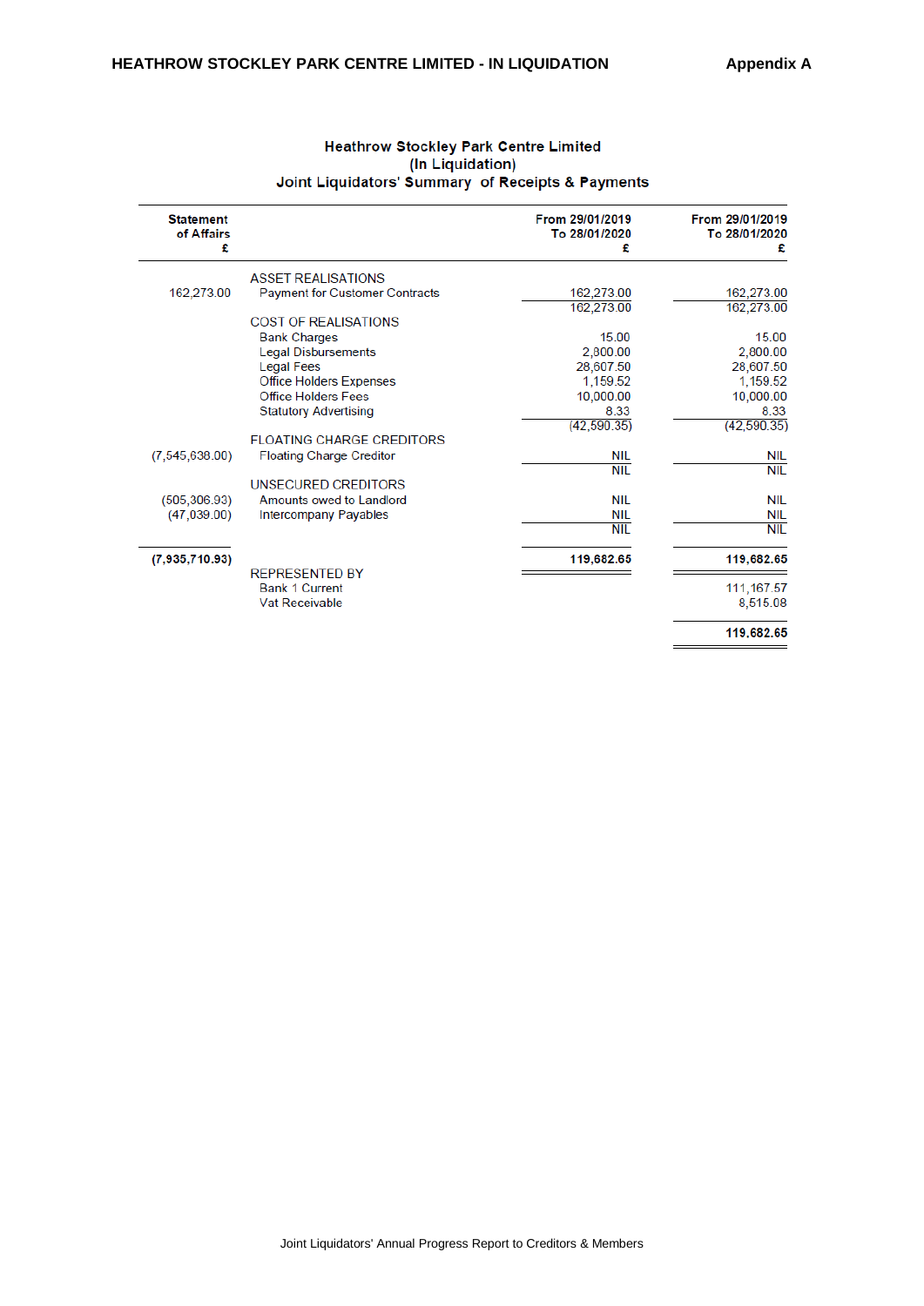**HEATHROW STOCKLEY PARK CENTRE LIMITED - IN LIQUIDATION** **Appendix A**

## Heathrow Stockley Park Centre Limited
## (In Liquidation)
## Joint Liquidators' Summary of Receipts & Payments

| Statement of Affairs £ | | From 29/01/2019 To 28/01/2020 £ | From 29/01/2019 To 28/01/2020 £ |
|---|---|---|---|
| | ASSET REALISATIONS | | |
| 162,273.00 | Payment for Customer Contracts | 162,273.00 | 162,273.00 |
| | | 162,273.00 | 162,273.00 |
| | COST OF REALISATIONS | | |
| | Bank Charges | 15.00 | 15.00 |
| | Legal Disbursements | 2,800.00 | 2,800.00 |
| | Legal Fees | 28,607.50 | 28,607.50 |
| | Office Holders Expenses | 1,159.52 | 1,159.52 |
| | Office Holders Fees | 10,000.00 | 10,000.00 |
| | Statutory Advertising | 8.33 | 8.33 |
| | | (42,590.35) | (42,590.35) |
| | FLOATING CHARGE CREDITORS | | |
| (7,545,638.00) | Floating Charge Creditor | NIL | NIL |
| | | NIL | NIL |
| | UNSECURED CREDITORS | | |
| (505,306.93) | Amounts owed to Landlord | NIL | NIL |
| (47,039.00) | Intercompany Payables | NIL | NIL |
| | | NIL | NIL |
| **(7,935,710.93)** | | **119,682.65** | **119,682.65** |
| | REPRESENTED BY | | |
| | Bank 1 Current | | 111,167.57 |
| | Vat Receivable | | 8,515.08 |
| | | | **119,682.65** |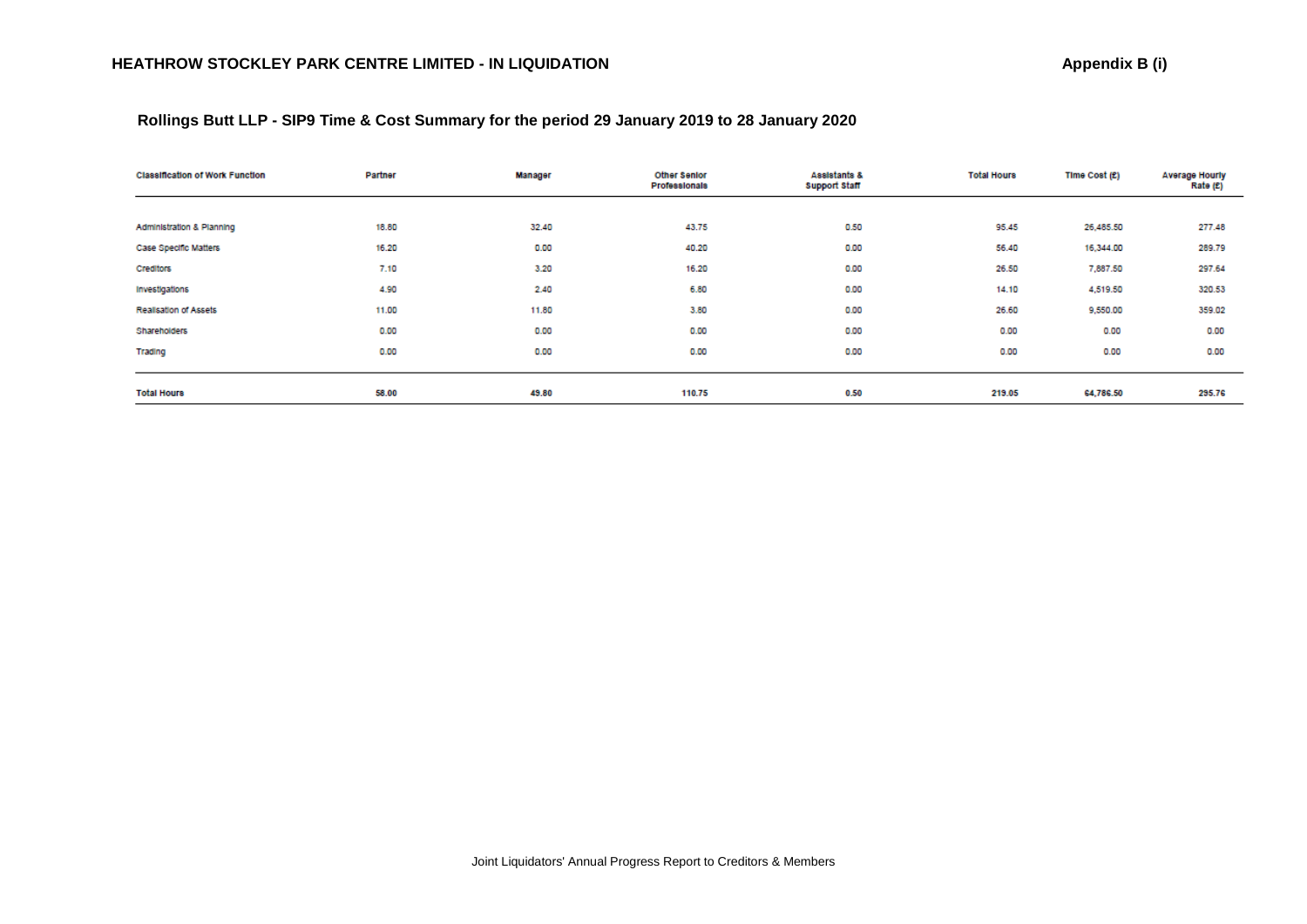## HEATHROW STOCKLEY PARK CENTRE LIMITED - IN LIQUIDATION

**Appendix B (i)**

### Rollings Butt LLP - SIP9 Time & Cost Summary for the period 29 January 2019 to 28 January 2020

| Classification of Work Function | Partner | Manager | Other Senior Professionals | Assistants & Support Staff | Total Hours | Time Cost (£) | Average Hourly Rate (£) |
|---|---|---|---|---|---|---|---|
| Administration & Planning | 18.80 | 32.40 | 43.75 | 0.50 | 95.45 | 26,485.50 | 277.48 |
| Case Specific Matters | 16.20 | 0.00 | 40.20 | 0.00 | 56.40 | 16,344.00 | 289.79 |
| Creditors | 7.10 | 3.20 | 16.20 | 0.00 | 26.50 | 7,887.50 | 297.64 |
| Investigations | 4.90 | 2.40 | 6.80 | 0.00 | 14.10 | 4,519.50 | 320.53 |
| Realisation of Assets | 11.00 | 11.80 | 3.80 | 0.00 | 26.60 | 9,550.00 | 359.02 |
| Shareholders | 0.00 | 0.00 | 0.00 | 0.00 | 0.00 | 0.00 | 0.00 |
| Trading | 0.00 | 0.00 | 0.00 | 0.00 | 0.00 | 0.00 | 0.00 |
| **Total Hours** | **58.00** | **49.80** | **110.75** | **0.50** | **219.05** | **64,786.50** | **295.76** |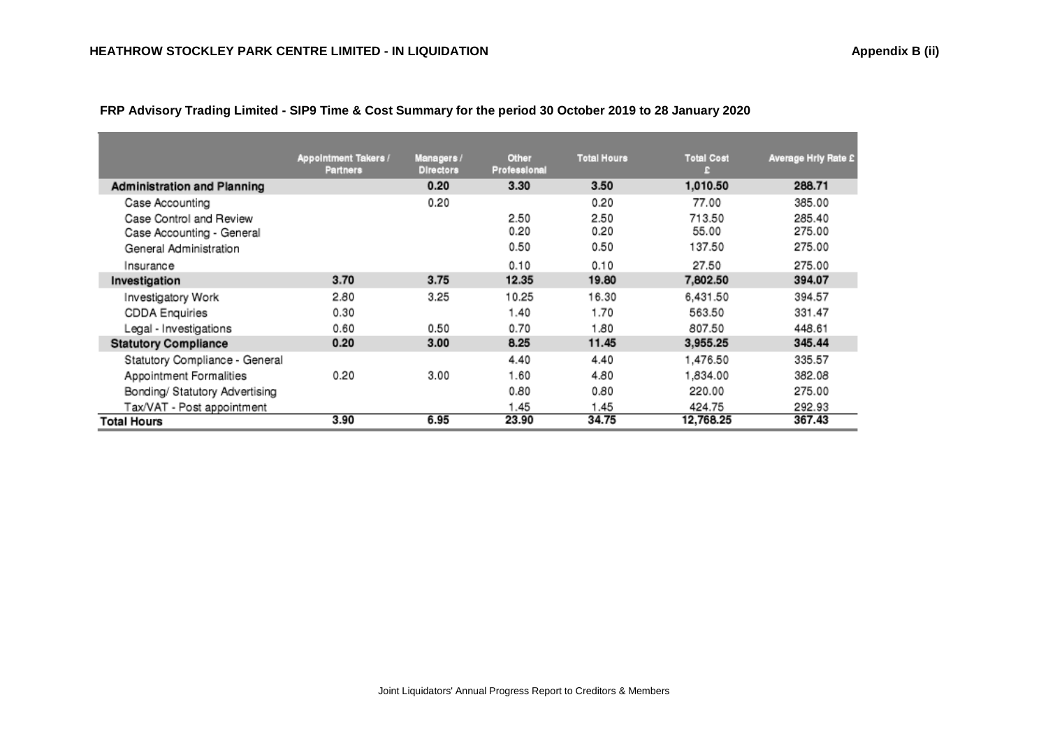HEATHROW STOCKLEY PARK CENTRE LIMITED - IN LIQUIDATION

Appendix B (ii)

**FRP Advisory Trading Limited - SIP9 Time & Cost Summary for the period 30 October 2019 to 28 January 2020**

| | Appointment Takers / Partners | Managers / Directors | Other Professional | Total Hours | Total Cost £ | Average Hrly Rate £ |
|---|---|---|---|---|---|---|
| **Administration and Planning** | | **0.20** | **3.30** | **3.50** | **1,010.50** | **288.71** |
| Case Accounting | | 0.20 | | 0.20 | 77.00 | 385.00 |
| Case Control and Review | | | 2.50 | 2.50 | 713.50 | 285.40 |
| Case Accounting - General | | | 0.20 | 0.20 | 55.00 | 275.00 |
| General Administration | | | 0.50 | 0.50 | 137.50 | 275.00 |
| Insurance | | | 0.10 | 0.10 | 27.50 | 275.00 |
| **Investigation** | **3.70** | **3.75** | **12.35** | **19.80** | **7,802.50** | **394.07** |
| Investigatory Work | 2.80 | 3.25 | 10.25 | 16.30 | 6,431.50 | 394.57 |
| CDDA Enquiries | 0.30 | | 1.40 | 1.70 | 563.50 | 331.47 |
| Legal - Investigations | 0.60 | 0.50 | 0.70 | 1.80 | 807.50 | 448.61 |
| **Statutory Compliance** | **0.20** | **3.00** | **8.25** | **11.45** | **3,955.25** | **345.44** |
| Statutory Compliance - General | | | 4.40 | 4.40 | 1,476.50 | 335.57 |
| Appointment Formalities | 0.20 | 3.00 | 1.60 | 4.80 | 1,834.00 | 382.08 |
| Bonding/ Statutory Advertising | | | 0.80 | 0.80 | 220.00 | 275.00 |
| Tax/VAT - Post appointment | | | 1.45 | 1.45 | 424.75 | 292.93 |
| **Total Hours** | **3.90** | **6.95** | **23.90** | **34.75** | **12,768.25** | **367.43** |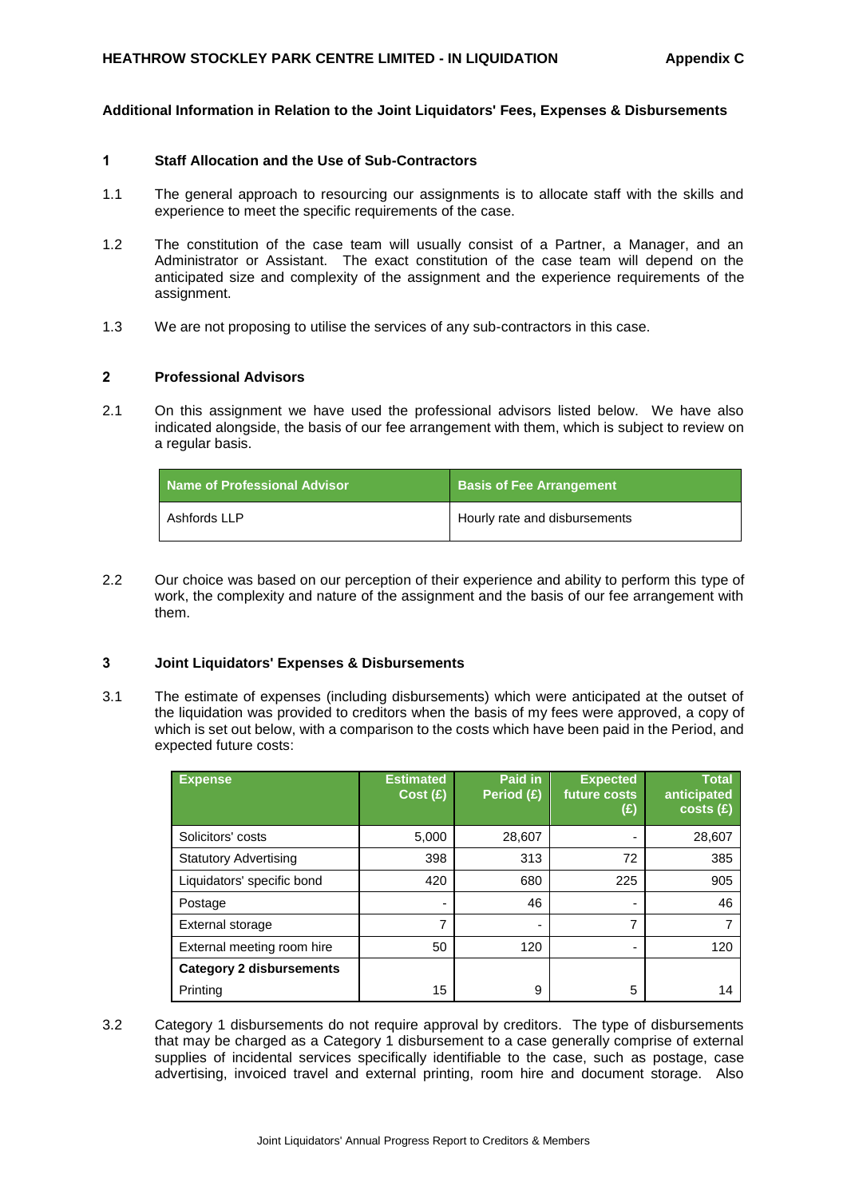**HEATHROW STOCKLEY PARK CENTRE LIMITED - IN LIQUIDATION** **Appendix C**

**Additional Information in Relation to the Joint Liquidators' Fees, Expenses & Disbursements**

**1 Staff Allocation and the Use of Sub-Contractors**

1.1 The general approach to resourcing our assignments is to allocate staff with the skills and experience to meet the specific requirements of the case.

1.2 The constitution of the case team will usually consist of a Partner, a Manager, and an Administrator or Assistant. The exact constitution of the case team will depend on the anticipated size and complexity of the assignment and the experience requirements of the assignment.

1.3 We are not proposing to utilise the services of any sub-contractors in this case.

**2 Professional Advisors**

2.1 On this assignment we have used the professional advisors listed below. We have also indicated alongside, the basis of our fee arrangement with them, which is subject to review on a regular basis.

| Name of Professional Advisor | Basis of Fee Arrangement |
|---|---|
| Ashfords LLP | Hourly rate and disbursements |

2.2 Our choice was based on our perception of their experience and ability to perform this type of work, the complexity and nature of the assignment and the basis of our fee arrangement with them.

**3 Joint Liquidators' Expenses & Disbursements**

3.1 The estimate of expenses (including disbursements) which were anticipated at the outset of the liquidation was provided to creditors when the basis of my fees were approved, a copy of which is set out below, with a comparison to the costs which have been paid in the Period, and expected future costs:

| Expense | Estimated Cost (£) | Paid in Period (£) | Expected future costs (£) | Total anticipated costs (£) |
|---|---|---|---|---|
| Solicitors' costs | 5,000 | 28,607 | - | 28,607 |
| Statutory Advertising | 398 | 313 | 72 | 385 |
| Liquidators' specific bond | 420 | 680 | 225 | 905 |
| Postage | - | 46 | - | 46 |
| External storage | 7 | - | 7 | 7 |
| External meeting room hire | 50 | 120 | - | 120 |
| **Category 2 disbursements** | | | | |
| Printing | 15 | 9 | 5 | 14 |

3.2 Category 1 disbursements do not require approval by creditors. The type of disbursements that may be charged as a Category 1 disbursement to a case generally comprise of external supplies of incidental services specifically identifiable to the case, such as postage, case advertising, invoiced travel and external printing, room hire and document storage. Also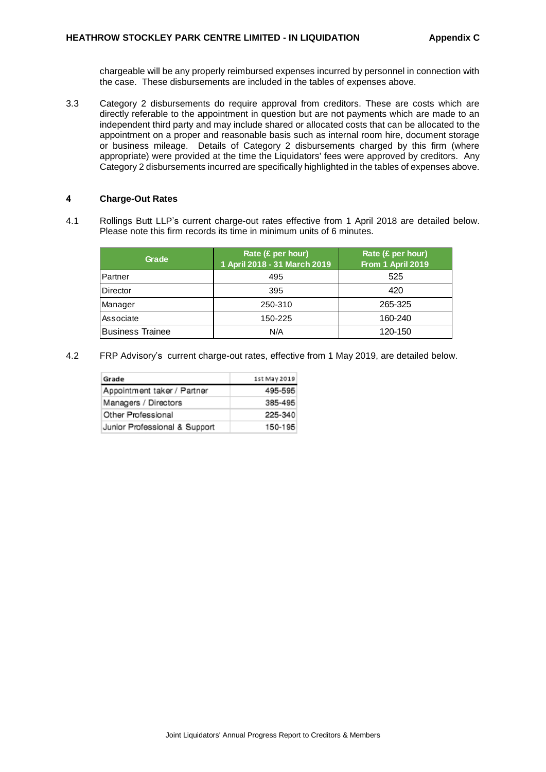chargeable will be any properly reimbursed expenses incurred by personnel in connection with the case. These disbursements are included in the tables of expenses above.

3.3 Category 2 disbursements do require approval from creditors. These are costs which are directly referable to the appointment in question but are not payments which are made to an independent third party and may include shared or allocated costs that can be allocated to the appointment on a proper and reasonable basis such as internal room hire, document storage or business mileage. Details of Category 2 disbursements charged by this firm (where appropriate) were provided at the time the Liquidators' fees were approved by creditors. Any Category 2 disbursements incurred are specifically highlighted in the tables of expenses above.

## 4 Charge-Out Rates

4.1 Rollings Butt LLP's current charge-out rates effective from 1 April 2018 are detailed below. Please note this firm records its time in minimum units of 6 minutes.

| Grade | Rate (£ per hour) 1 April 2018 - 31 March 2019 | Rate (£ per hour) From 1 April 2019 |
|---|---|---|
| Partner | 495 | 525 |
| Director | 395 | 420 |
| Manager | 250-310 | 265-325 |
| Associate | 150-225 | 160-240 |
| Business Trainee | N/A | 120-150 |

4.2 FRP Advisory's current charge-out rates, effective from 1 May 2019, are detailed below.

| Grade | 1st May 2019 |
|---|---|
| Appointment taker / Partner | 495-595 |
| Managers / Directors | 385-495 |
| Other Professional | 225-340 |
| Junior Professional & Support | 150-195 |